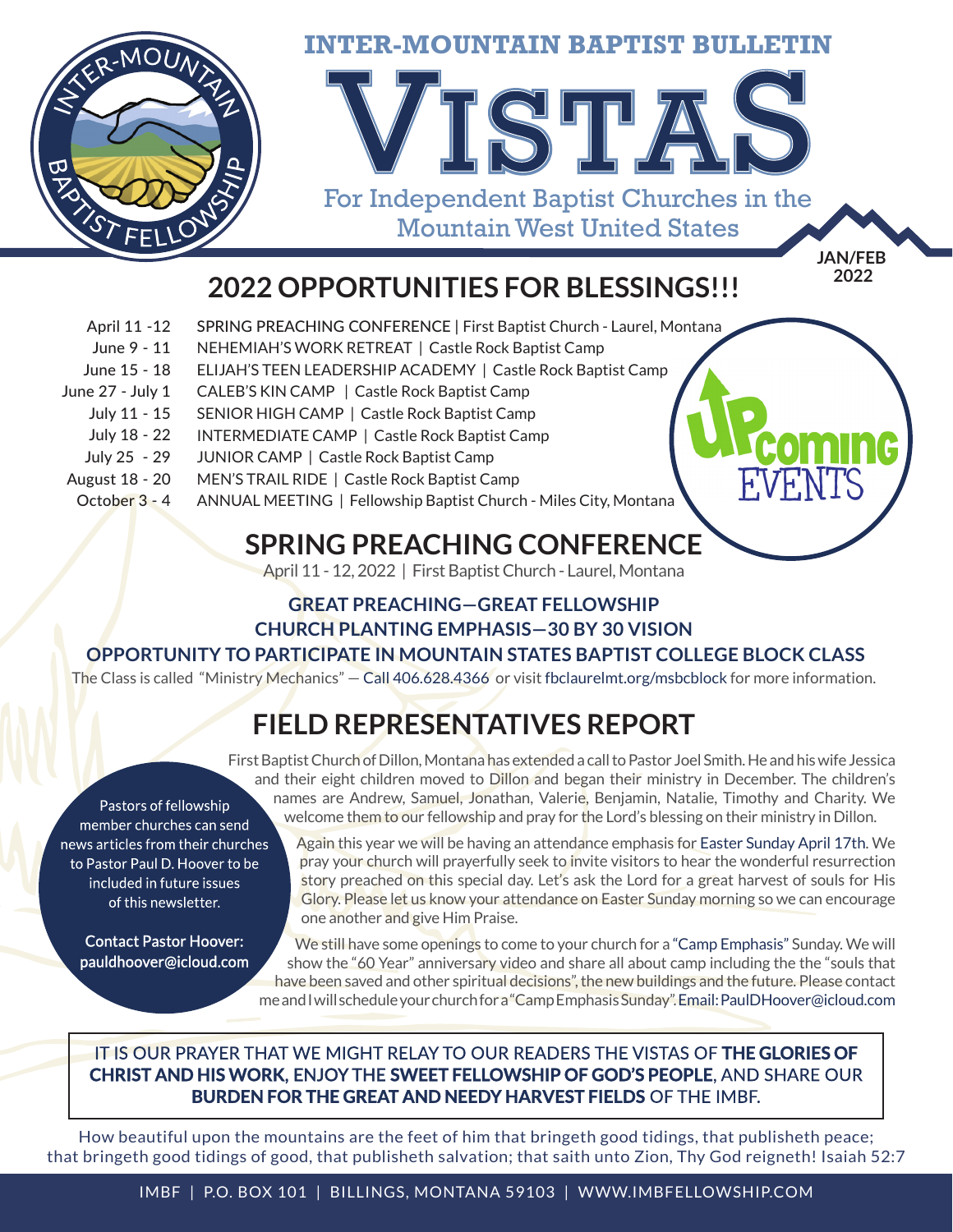# INTER-MOUNTAIN BAPTIST BULLETIN

# VISTAS

For Independent Baptist Churches in the Mountain West United States

JAN/FEB 2022

## 2022 OPPORTUNITIES FOR BLESSINGS!!!

UPcoming EVENTS

| Date | Event |
|---|---|
| April 11 -12 | SPRING PREACHING CONFERENCE \| First Baptist Church - Laurel, Montana |
| June 9 - 11 | NEHEMIAH'S WORK RETREAT \| Castle Rock Baptist Camp |
| June 15 - 18 | ELIJAH'S TEEN LEADERSHIP ACADEMY \| Castle Rock Baptist Camp |
| June 27 - July 1 | CALEB'S KIN CAMP \| Castle Rock Baptist Camp |
| July 11 - 15 | SENIOR HIGH CAMP \| Castle Rock Baptist Camp |
| July 18 - 22 | INTERMEDIATE CAMP \| Castle Rock Baptist Camp |
| July 25 - 29 | JUNIOR CAMP \| Castle Rock Baptist Camp |
| August 18 - 20 | MEN'S TRAIL RIDE \| Castle Rock Baptist Camp |
| October 3 - 4 | ANNUAL MEETING \| Fellowship Baptist Church - Miles City, Montana |

## SPRING PREACHING CONFERENCE

April 11 - 12, 2022 | First Baptist Church - Laurel, Montana

**GREAT PREACHING—GREAT FELLOWSHIP**
**CHURCH PLANTING EMPHASIS—30 BY 30 VISION**
**OPPORTUNITY TO PARTICIPATE IN MOUNTAIN STATES BAPTIST COLLEGE BLOCK CLASS**

The Class is called "Ministry Mechanics" — Call 406.628.4366 or visit fbclaurelmt.org/msbcblock for more information.

## FIELD REPRESENTATIVES REPORT

First Baptist Church of Dillon, Montana has extended a call to Pastor Joel Smith. He and his wife Jessica and their eight children moved to Dillon and began their ministry in December. The children's names are Andrew, Samuel, Jonathan, Valerie, Benjamin, Natalie, Timothy and Charity. We welcome them to our fellowship and pray for the Lord's blessing on their ministry in Dillon.

Again this year we will be having an attendance emphasis for Easter Sunday April 17th. We pray your church will prayerfully seek to invite visitors to hear the wonderful resurrection story preached on this special day. Let's ask the Lord for a great harvest of souls for His Glory. Please let us know your attendance on Easter Sunday morning so we can encourage one another and give Him Praise.

We still have some openings to come to your church for a "Camp Emphasis" Sunday. We will show the "60 Year" anniversary video and share all about camp including the the "souls that have been saved and other spiritual decisions", the new buildings and the future. Please contact me and I will schedule your church for a "Camp Emphasis Sunday". Email: PaulDHoover@icloud.com

Pastors of fellowship member churches can send news articles from their churches to Pastor Paul D. Hoover to be included in future issues of this newsletter.

Contact Pastor Hoover: pauldhoover@icloud.com

IT IS OUR PRAYER THAT WE MIGHT RELAY TO OUR READERS THE VISTAS OF **THE GLORIES OF CHRIST AND HIS WORK**, ENJOY THE **SWEET FELLOWSHIP OF GOD'S PEOPLE**, AND SHARE OUR **BURDEN FOR THE GREAT AND NEEDY HARVEST FIELDS** OF THE IMBF.

How beautiful upon the mountains are the feet of him that bringeth good tidings, that publisheth peace; that bringeth good tidings of good, that publisheth salvation; that saith unto Zion, Thy God reigneth! Isaiah 52:7

IMBF | P.O. BOX 101 | BILLINGS, MONTANA 59103 | WWW.IMBFELLOWSHIP.COM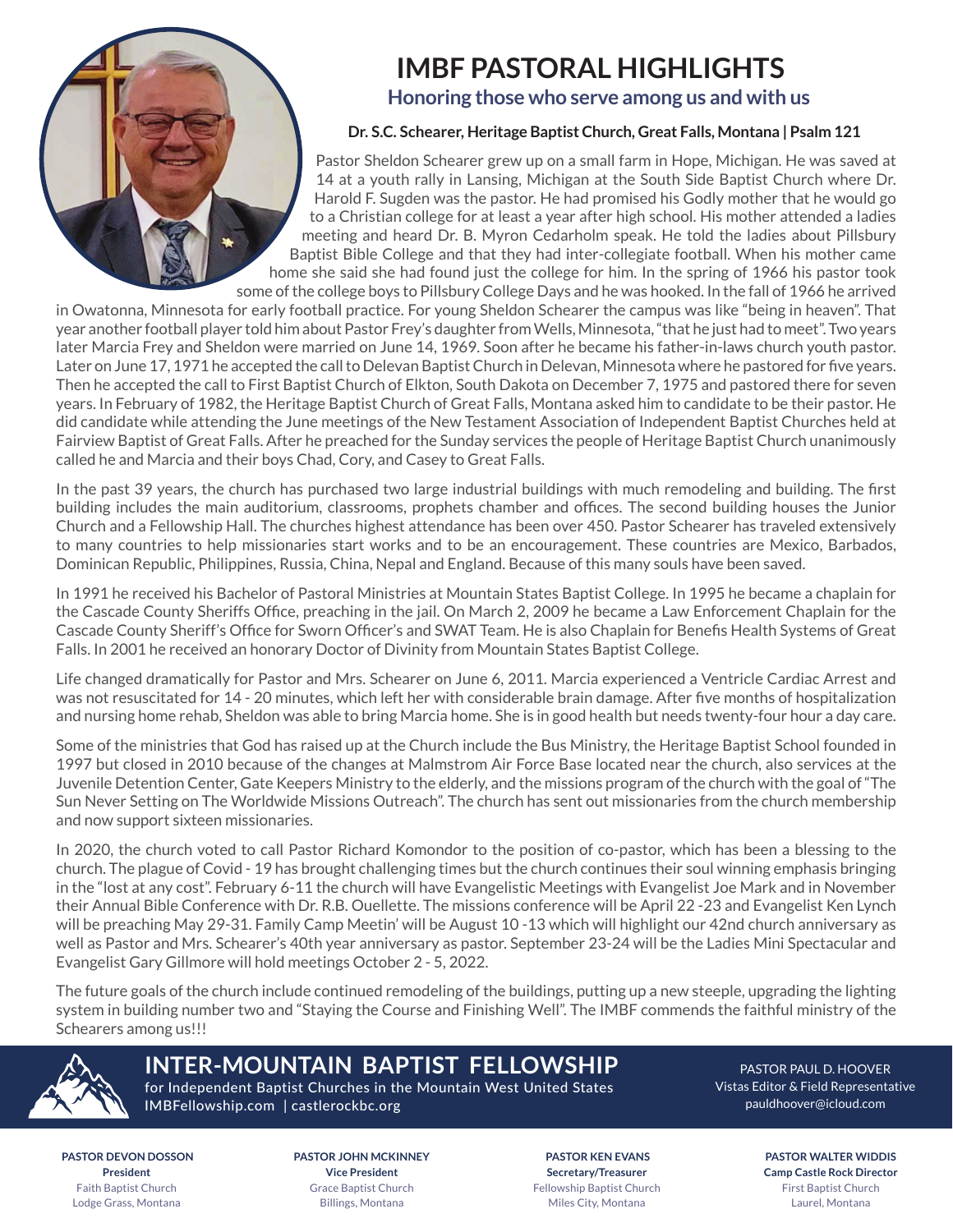# IMBF PASTORAL HIGHLIGHTS

## Honoring those who serve among us and with us

### Dr. S.C. Schearer, Heritage Baptist Church, Great Falls, Montana | Psalm 121

Pastor Sheldon Schearer grew up on a small farm in Hope, Michigan. He was saved at 14 at a youth rally in Lansing, Michigan at the South Side Baptist Church where Dr. Harold F. Sugden was the pastor. He had promised his Godly mother that he would go to a Christian college for at least a year after high school. His mother attended a ladies meeting and heard Dr. B. Myron Cedarholm speak. He told the ladies about Pillsbury Baptist Bible College and that they had inter-collegiate football. When his mother came home she said she had found just the college for him. In the spring of 1966 his pastor took some of the college boys to Pillsbury College Days and he was hooked. In the fall of 1966 he arrived in Owatonna, Minnesota for early football practice. For young Sheldon Schearer the campus was like "being in heaven". That year another football player told him about Pastor Frey's daughter from Wells, Minnesota, "that he just had to meet". Two years later Marcia Frey and Sheldon were married on June 14, 1969. Soon after he became his father-in-laws church youth pastor. Later on June 17, 1971 he accepted the call to Delevan Baptist Church in Delevan, Minnesota where he pastored for five years. Then he accepted the call to First Baptist Church of Elkton, South Dakota on December 7, 1975 and pastored there for seven years. In February of 1982, the Heritage Baptist Church of Great Falls, Montana asked him to candidate to be their pastor. He did candidate while attending the June meetings of the New Testament Association of Independent Baptist Churches held at Fairview Baptist of Great Falls. After he preached for the Sunday services the people of Heritage Baptist Church unanimously called he and Marcia and their boys Chad, Cory, and Casey to Great Falls.

In the past 39 years, the church has purchased two large industrial buildings with much remodeling and building. The first building includes the main auditorium, classrooms, prophets chamber and offices. The second building houses the Junior Church and a Fellowship Hall. The churches highest attendance has been over 450. Pastor Schearer has traveled extensively to many countries to help missionaries start works and to be an encouragement. These countries are Mexico, Barbados, Dominican Republic, Philippines, Russia, China, Nepal and England. Because of this many souls have been saved.

In 1991 he received his Bachelor of Pastoral Ministries at Mountain States Baptist College. In 1995 he became a chaplain for the Cascade County Sheriffs Office, preaching in the jail. On March 2, 2009 he became a Law Enforcement Chaplain for the Cascade County Sheriff's Office for Sworn Officer's and SWAT Team. He is also Chaplain for Benefis Health Systems of Great Falls. In 2001 he received an honorary Doctor of Divinity from Mountain States Baptist College.

Life changed dramatically for Pastor and Mrs. Schearer on June 6, 2011. Marcia experienced a Ventricle Cardiac Arrest and was not resuscitated for 14 - 20 minutes, which left her with considerable brain damage. After five months of hospitalization and nursing home rehab, Sheldon was able to bring Marcia home. She is in good health but needs twenty-four hour a day care.

Some of the ministries that God has raised up at the Church include the Bus Ministry, the Heritage Baptist School founded in 1997 but closed in 2010 because of the changes at Malmstrom Air Force Base located near the church, also services at the Juvenile Detention Center, Gate Keepers Ministry to the elderly, and the missions program of the church with the goal of "The Sun Never Setting on The Worldwide Missions Outreach". The church has sent out missionaries from the church membership and now support sixteen missionaries.

In 2020, the church voted to call Pastor Richard Komondor to the position of co-pastor, which has been a blessing to the church. The plague of Covid - 19 has brought challenging times but the church continues their soul winning emphasis bringing in the "lost at any cost". February 6-11 the church will have Evangelistic Meetings with Evangelist Joe Mark and in November their Annual Bible Conference with Dr. R.B. Ouellette. The missions conference will be April 22 -23 and Evangelist Ken Lynch will be preaching May 29-31. Family Camp Meetin' will be August 10 -13 which will highlight our 42nd church anniversary as well as Pastor and Mrs. Schearer's 40th year anniversary as pastor. September 23-24 will be the Ladies Mini Spectacular and Evangelist Gary Gillmore will hold meetings October 2 - 5, 2022.

The future goals of the church include continued remodeling of the buildings, putting up a new steeple, upgrading the lighting system in building number two and "Staying the Course and Finishing Well". The IMBF commends the faithful ministry of the Schearers among us!!!

**INTER-MOUNTAIN BAPTIST FELLOWSHIP**
for Independent Baptist Churches in the Mountain West United States
IMBFellowship.com | castlerockbc.org

PASTOR PAUL D. HOOVER
Vistas Editor & Field Representative
pauldhoover@icloud.com

**PASTOR DEVON DOSSON**
**President**
Faith Baptist Church
Lodge Grass, Montana

**PASTOR JOHN MCKINNEY**
**Vice President**
Grace Baptist Church
Billings, Montana

**PASTOR KEN EVANS**
**Secretary/Treasurer**
Fellowship Baptist Church
Miles City, Montana

**PASTOR WALTER WIDDIS**
**Camp Castle Rock Director**
First Baptist Church
Laurel, Montana